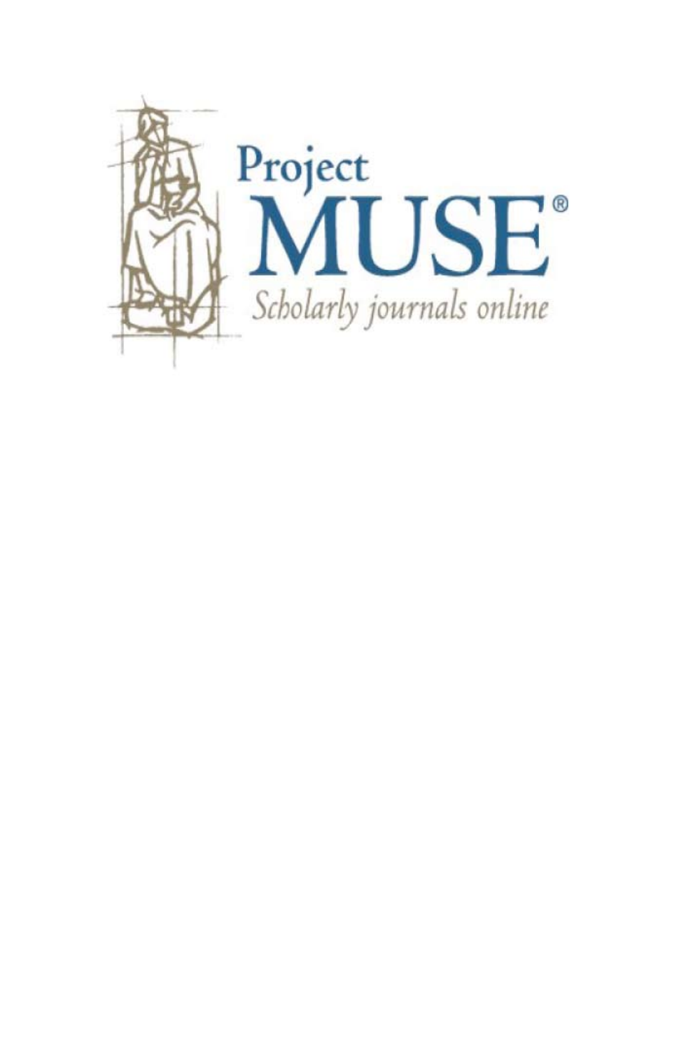Project
MUSE®
*Scholarly journals online*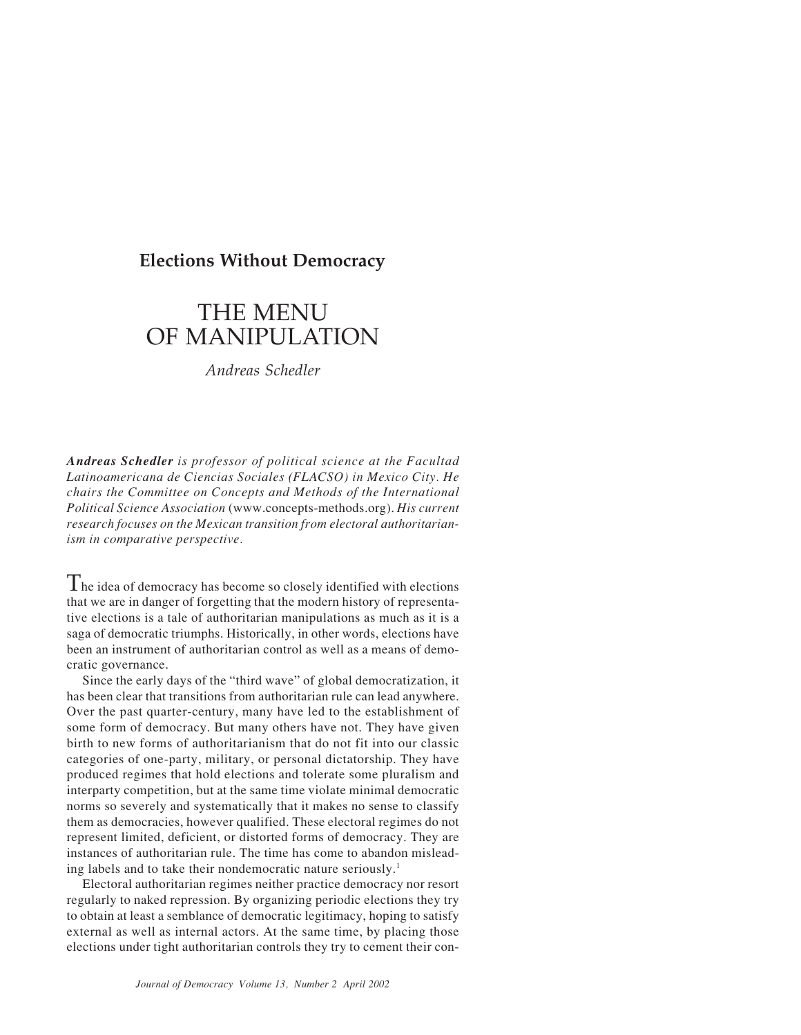**Elections Without Democracy**

# THE MENU OF MANIPULATION

*Andreas Schedler*

***Andreas Schedler*** *is professor of political science at the Facultad Latinoamericana de Ciencias Sociales (FLACSO) in Mexico City. He chairs the Committee on Concepts and Methods of the International Political Science Association* (www.concepts-methods.org). *His current research focuses on the Mexican transition from electoral authoritarianism in comparative perspective.*

The idea of democracy has become so closely identified with elections that we are in danger of forgetting that the modern history of representative elections is a tale of authoritarian manipulations as much as it is a saga of democratic triumphs. Historically, in other words, elections have been an instrument of authoritarian control as well as a means of democratic governance.

Since the early days of the "third wave" of global democratization, it has been clear that transitions from authoritarian rule can lead anywhere. Over the past quarter-century, many have led to the establishment of some form of democracy. But many others have not. They have given birth to new forms of authoritarianism that do not fit into our classic categories of one-party, military, or personal dictatorship. They have produced regimes that hold elections and tolerate some pluralism and interparty competition, but at the same time violate minimal democratic norms so severely and systematically that it makes no sense to classify them as democracies, however qualified. These electoral regimes do not represent limited, deficient, or distorted forms of democracy. They are instances of authoritarian rule. The time has come to abandon misleading labels and to take their nondemocratic nature seriously.[1]

Electoral authoritarian regimes neither practice democracy nor resort regularly to naked repression. By organizing periodic elections they try to obtain at least a semblance of democratic legitimacy, hoping to satisfy external as well as internal actors. At the same time, by placing those elections under tight authoritarian controls they try to cement their con-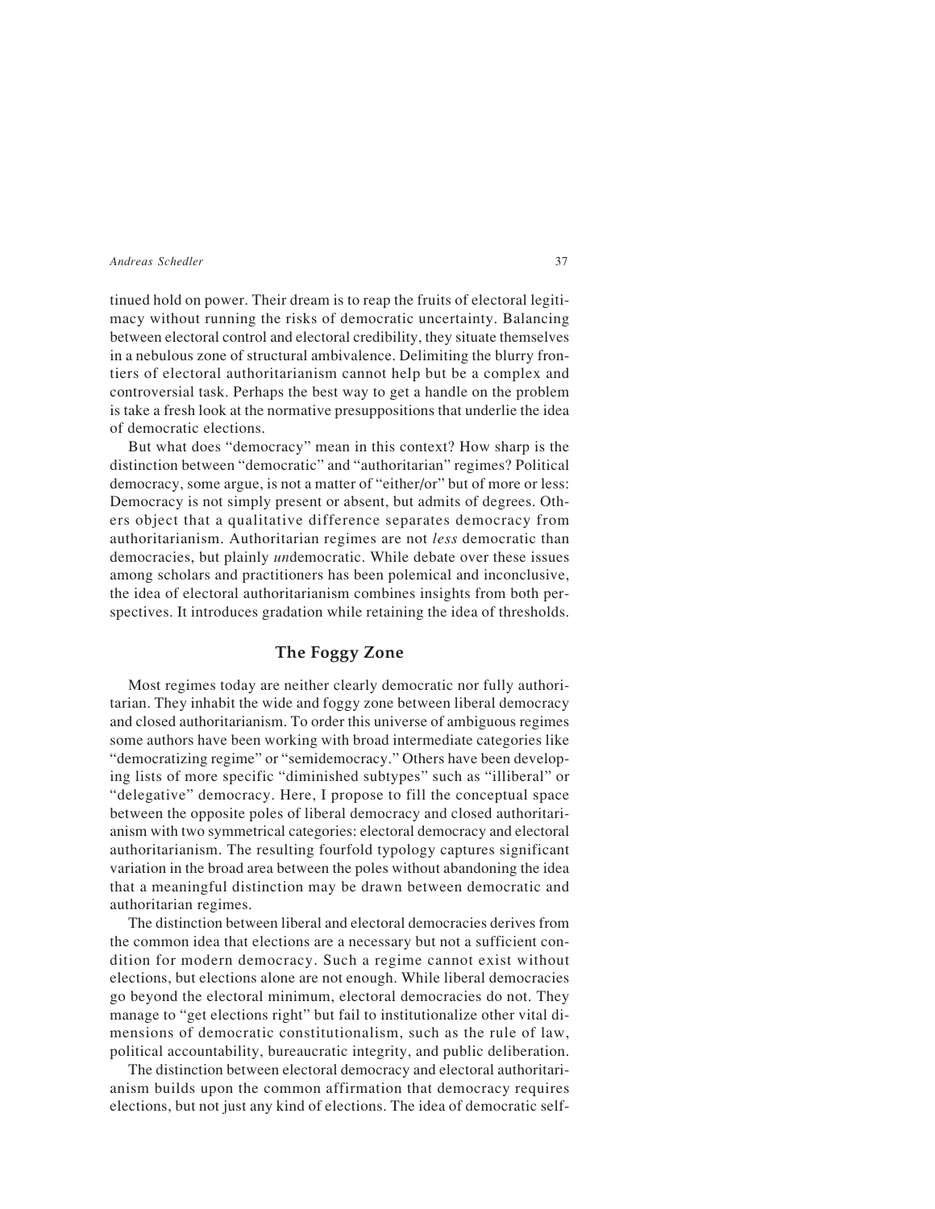tinued hold on power. Their dream is to reap the fruits of electoral legitimacy without running the risks of democratic uncertainty. Balancing between electoral control and electoral credibility, they situate themselves in a nebulous zone of structural ambivalence. Delimiting the blurry frontiers of electoral authoritarianism cannot help but be a complex and controversial task. Perhaps the best way to get a handle on the problem is take a fresh look at the normative presuppositions that underlie the idea of democratic elections.

But what does "democracy" mean in this context? How sharp is the distinction between "democratic" and "authoritarian" regimes? Political democracy, some argue, is not a matter of "either/or" but of more or less: Democracy is not simply present or absent, but admits of degrees. Others object that a qualitative difference separates democracy from authoritarianism. Authoritarian regimes are not *less* democratic than democracies, but plainly *un*democratic. While debate over these issues among scholars and practitioners has been polemical and inconclusive, the idea of electoral authoritarianism combines insights from both perspectives. It introduces gradation while retaining the idea of thresholds.

## The Foggy Zone

Most regimes today are neither clearly democratic nor fully authoritarian. They inhabit the wide and foggy zone between liberal democracy and closed authoritarianism. To order this universe of ambiguous regimes some authors have been working with broad intermediate categories like "democratizing regime" or "semidemocracy." Others have been developing lists of more specific "diminished subtypes" such as "illiberal" or "delegative" democracy. Here, I propose to fill the conceptual space between the opposite poles of liberal democracy and closed authoritarianism with two symmetrical categories: electoral democracy and electoral authoritarianism. The resulting fourfold typology captures significant variation in the broad area between the poles without abandoning the idea that a meaningful distinction may be drawn between democratic and authoritarian regimes.

The distinction between liberal and electoral democracies derives from the common idea that elections are a necessary but not a sufficient condition for modern democracy. Such a regime cannot exist without elections, but elections alone are not enough. While liberal democracies go beyond the electoral minimum, electoral democracies do not. They manage to "get elections right" but fail to institutionalize other vital dimensions of democratic constitutionalism, such as the rule of law, political accountability, bureaucratic integrity, and public deliberation.

The distinction between electoral democracy and electoral authoritarianism builds upon the common affirmation that democracy requires elections, but not just any kind of elections. The idea of democratic self-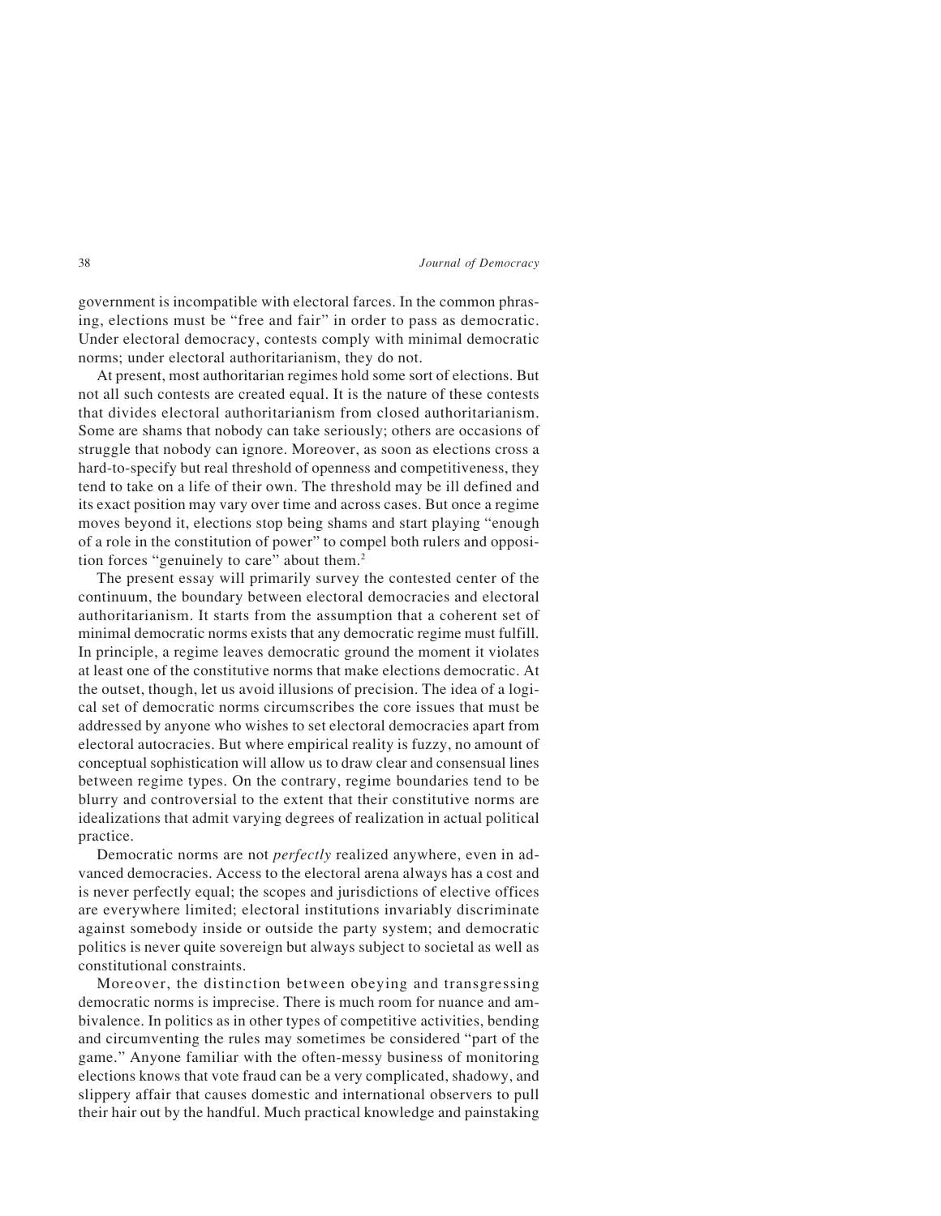government is incompatible with electoral farces. In the common phrasing, elections must be "free and fair" in order to pass as democratic. Under electoral democracy, contests comply with minimal democratic norms; under electoral authoritarianism, they do not.

At present, most authoritarian regimes hold some sort of elections. But not all such contests are created equal. It is the nature of these contests that divides electoral authoritarianism from closed authoritarianism. Some are shams that nobody can take seriously; others are occasions of struggle that nobody can ignore. Moreover, as soon as elections cross a hard-to-specify but real threshold of openness and competitiveness, they tend to take on a life of their own. The threshold may be ill defined and its exact position may vary over time and across cases. But once a regime moves beyond it, elections stop being shams and start playing "enough of a role in the constitution of power" to compel both rulers and opposition forces "genuinely to care" about them.[2]

The present essay will primarily survey the contested center of the continuum, the boundary between electoral democracies and electoral authoritarianism. It starts from the assumption that a coherent set of minimal democratic norms exists that any democratic regime must fulfill. In principle, a regime leaves democratic ground the moment it violates at least one of the constitutive norms that make elections democratic. At the outset, though, let us avoid illusions of precision. The idea of a logical set of democratic norms circumscribes the core issues that must be addressed by anyone who wishes to set electoral democracies apart from electoral autocracies. But where empirical reality is fuzzy, no amount of conceptual sophistication will allow us to draw clear and consensual lines between regime types. On the contrary, regime boundaries tend to be blurry and controversial to the extent that their constitutive norms are idealizations that admit varying degrees of realization in actual political practice.

Democratic norms are not *perfectly* realized anywhere, even in advanced democracies. Access to the electoral arena always has a cost and is never perfectly equal; the scopes and jurisdictions of elective offices are everywhere limited; electoral institutions invariably discriminate against somebody inside or outside the party system; and democratic politics is never quite sovereign but always subject to societal as well as constitutional constraints.

Moreover, the distinction between obeying and transgressing democratic norms is imprecise. There is much room for nuance and ambivalence. In politics as in other types of competitive activities, bending and circumventing the rules may sometimes be considered "part of the game." Anyone familiar with the often-messy business of monitoring elections knows that vote fraud can be a very complicated, shadowy, and slippery affair that causes domestic and international observers to pull their hair out by the handful. Much practical knowledge and painstaking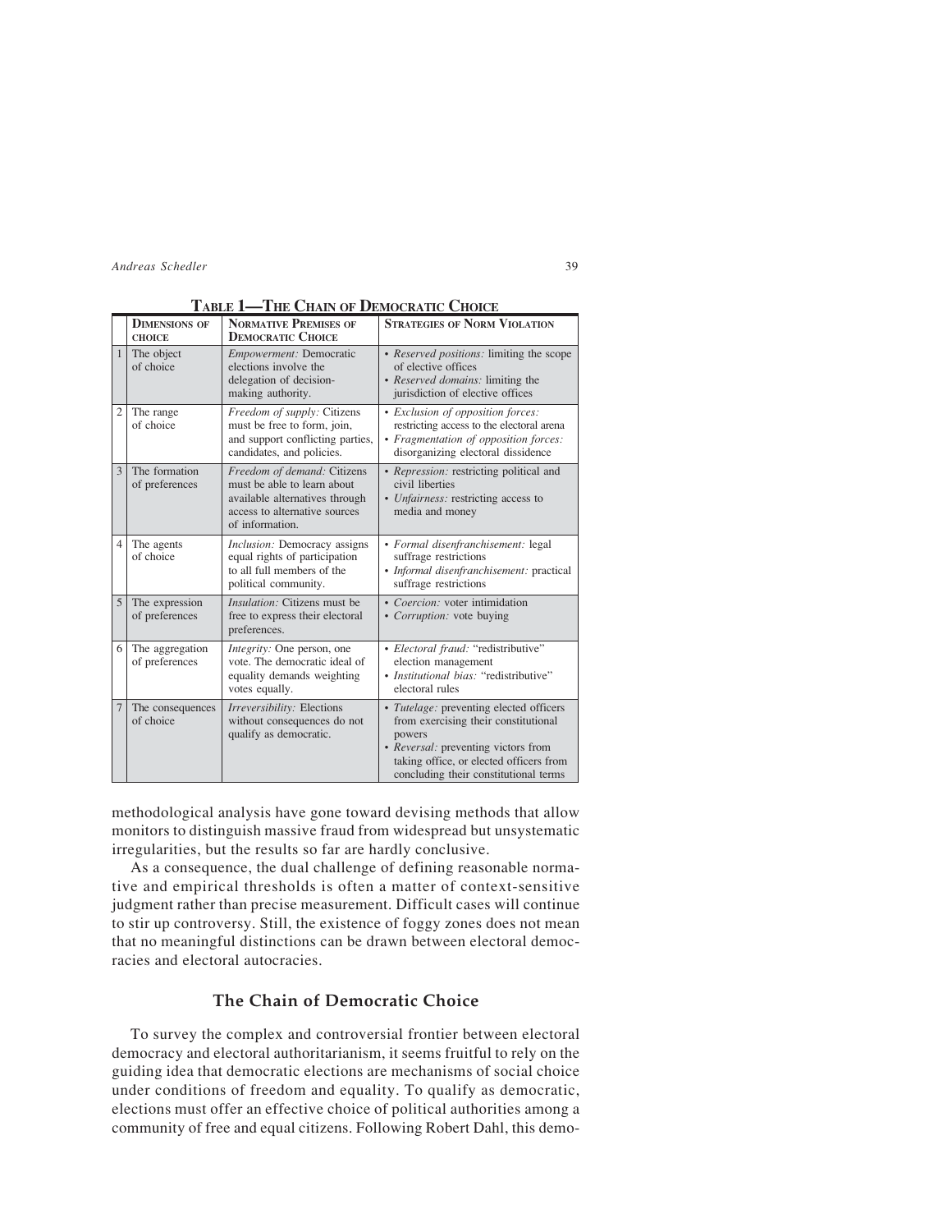**TABLE 1—THE CHAIN OF DEMOCRATIC CHOICE**

| | DIMENSIONS OF CHOICE | NORMATIVE PREMISES OF DEMOCRATIC CHOICE | STRATEGIES OF NORM VIOLATION |
|---|---|---|---|
| 1 | The object of choice | *Empowerment:* Democratic elections involve the delegation of decision-making authority. | • *Reserved positions:* limiting the scope of elective offices<br>• *Reserved domains:* limiting the jurisdiction of elective offices |
| 2 | The range of choice | *Freedom of supply:* Citizens must be free to form, join, and support conflicting parties, candidates, and policies. | • *Exclusion of opposition forces:* restricting access to the electoral arena<br>• *Fragmentation of opposition forces:* disorganizing electoral dissidence |
| 3 | The formation of preferences | *Freedom of demand:* Citizens must be able to learn about available alternatives through access to alternative sources of information. | • *Repression:* restricting political and civil liberties<br>• *Unfairness:* restricting access to media and money |
| 4 | The agents of choice | *Inclusion:* Democracy assigns equal rights of participation to all full members of the political community. | • *Formal disenfranchisement:* legal suffrage restrictions<br>• *Informal disenfranchisement:* practical suffrage restrictions |
| 5 | The expression of preferences | *Insulation:* Citizens must be free to express their electoral preferences. | • *Coercion:* voter intimidation<br>• *Corruption:* vote buying |
| 6 | The aggregation of preferences | *Integrity:* One person, one vote. The democratic ideal of equality demands weighting votes equally. | • *Electoral fraud:* "redistributive" election management<br>• *Institutional bias:* "redistributive" electoral rules |
| 7 | The consequences of choice | *Irreversibility:* Elections without consequences do not qualify as democratic. | • *Tutelage:* preventing elected officers from exercising their constitutional powers<br>• *Reversal:* preventing victors from taking office, or elected officers from concluding their constitutional terms |

methodological analysis have gone toward devising methods that allow monitors to distinguish massive fraud from widespread but unsystematic irregularities, but the results so far are hardly conclusive.

As a consequence, the dual challenge of defining reasonable normative and empirical thresholds is often a matter of context-sensitive judgment rather than precise measurement. Difficult cases will continue to stir up controversy. Still, the existence of foggy zones does not mean that no meaningful distinctions can be drawn between electoral democracies and electoral autocracies.

## The Chain of Democratic Choice

To survey the complex and controversial frontier between electoral democracy and electoral authoritarianism, it seems fruitful to rely on the guiding idea that democratic elections are mechanisms of social choice under conditions of freedom and equality. To qualify as democratic, elections must offer an effective choice of political authorities among a community of free and equal citizens. Following Robert Dahl, this demo-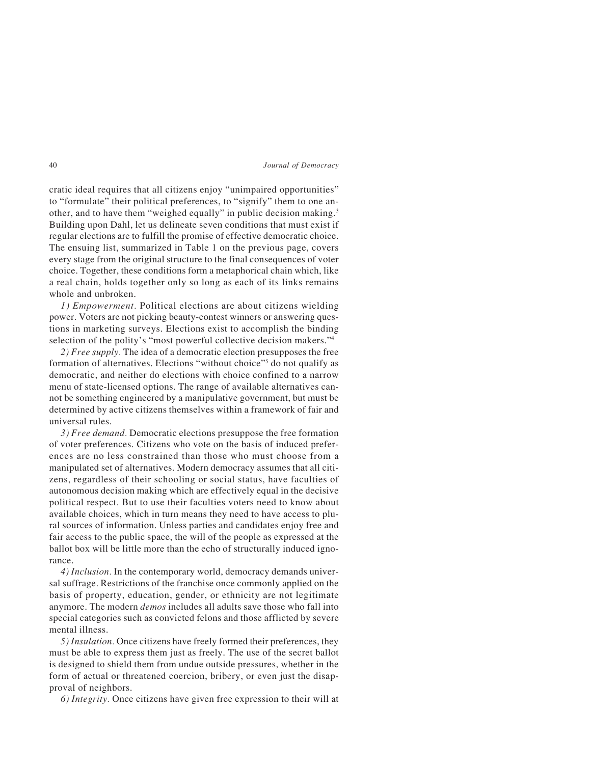cratic ideal requires that all citizens enjoy "unimpaired opportunities" to "formulate" their political preferences, to "signify" them to one another, and to have them "weighed equally" in public decision making.[3] Building upon Dahl, let us delineate seven conditions that must exist if regular elections are to fulfill the promise of effective democratic choice. The ensuing list, summarized in Table 1 on the previous page, covers every stage from the original structure to the final consequences of voter choice. Together, these conditions form a metaphorical chain which, like a real chain, holds together only so long as each of its links remains whole and unbroken.

*1) Empowerment.* Political elections are about citizens wielding power. Voters are not picking beauty-contest winners or answering questions in marketing surveys. Elections exist to accomplish the binding selection of the polity's "most powerful collective decision makers."[4]

*2) Free supply.* The idea of a democratic election presupposes the free formation of alternatives. Elections "without choice"[5] do not qualify as democratic, and neither do elections with choice confined to a narrow menu of state-licensed options. The range of available alternatives cannot be something engineered by a manipulative government, but must be determined by active citizens themselves within a framework of fair and universal rules.

*3) Free demand.* Democratic elections presuppose the free formation of voter preferences. Citizens who vote on the basis of induced preferences are no less constrained than those who must choose from a manipulated set of alternatives. Modern democracy assumes that all citizens, regardless of their schooling or social status, have faculties of autonomous decision making which are effectively equal in the decisive political respect. But to use their faculties voters need to know about available choices, which in turn means they need to have access to plural sources of information. Unless parties and candidates enjoy free and fair access to the public space, the will of the people as expressed at the ballot box will be little more than the echo of structurally induced ignorance.

*4) Inclusion.* In the contemporary world, democracy demands universal suffrage. Restrictions of the franchise once commonly applied on the basis of property, education, gender, or ethnicity are not legitimate anymore. The modern *demos* includes all adults save those who fall into special categories such as convicted felons and those afflicted by severe mental illness.

*5) Insulation.* Once citizens have freely formed their preferences, they must be able to express them just as freely. The use of the secret ballot is designed to shield them from undue outside pressures, whether in the form of actual or threatened coercion, bribery, or even just the disapproval of neighbors.

*6) Integrity.* Once citizens have given free expression to their will at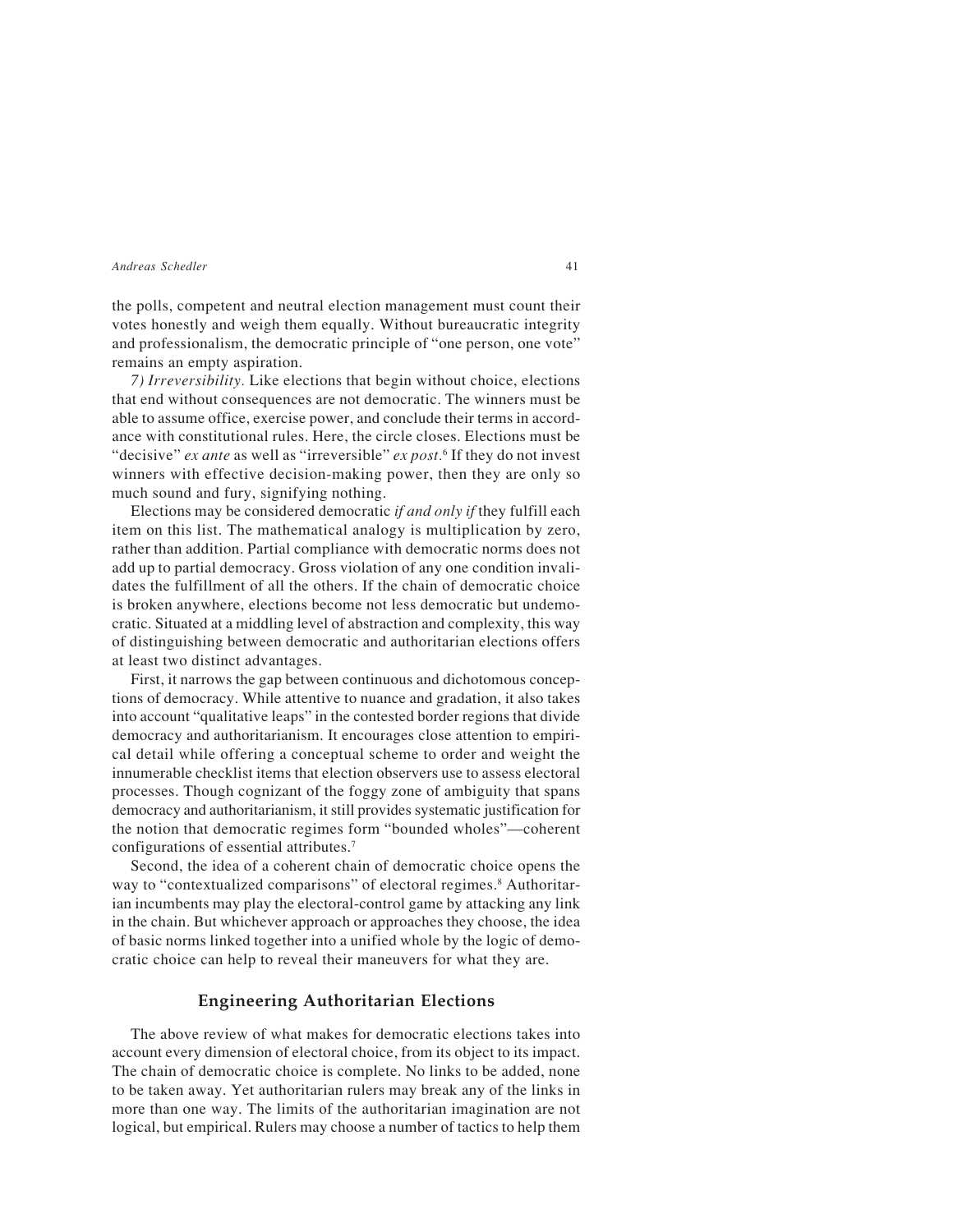the polls, competent and neutral election management must count their votes honestly and weigh them equally. Without bureaucratic integrity and professionalism, the democratic principle of "one person, one vote" remains an empty aspiration.

*7) Irreversibility.* Like elections that begin without choice, elections that end without consequences are not democratic. The winners must be able to assume office, exercise power, and conclude their terms in accordance with constitutional rules. Here, the circle closes. Elections must be "decisive" *ex ante* as well as "irreversible" *ex post*.[6] If they do not invest winners with effective decision-making power, then they are only so much sound and fury, signifying nothing.

Elections may be considered democratic *if and only if* they fulfill each item on this list. The mathematical analogy is multiplication by zero, rather than addition. Partial compliance with democratic norms does not add up to partial democracy. Gross violation of any one condition invalidates the fulfillment of all the others. If the chain of democratic choice is broken anywhere, elections become not less democratic but undemocratic. Situated at a middling level of abstraction and complexity, this way of distinguishing between democratic and authoritarian elections offers at least two distinct advantages.

First, it narrows the gap between continuous and dichotomous conceptions of democracy. While attentive to nuance and gradation, it also takes into account "qualitative leaps" in the contested border regions that divide democracy and authoritarianism. It encourages close attention to empirical detail while offering a conceptual scheme to order and weight the innumerable checklist items that election observers use to assess electoral processes. Though cognizant of the foggy zone of ambiguity that spans democracy and authoritarianism, it still provides systematic justification for the notion that democratic regimes form "bounded wholes"—coherent configurations of essential attributes.[7]

Second, the idea of a coherent chain of democratic choice opens the way to "contextualized comparisons" of electoral regimes.[8] Authoritarian incumbents may play the electoral-control game by attacking any link in the chain. But whichever approach or approaches they choose, the idea of basic norms linked together into a unified whole by the logic of democratic choice can help to reveal their maneuvers for what they are.

## Engineering Authoritarian Elections

The above review of what makes for democratic elections takes into account every dimension of electoral choice, from its object to its impact. The chain of democratic choice is complete. No links to be added, none to be taken away. Yet authoritarian rulers may break any of the links in more than one way. The limits of the authoritarian imagination are not logical, but empirical. Rulers may choose a number of tactics to help them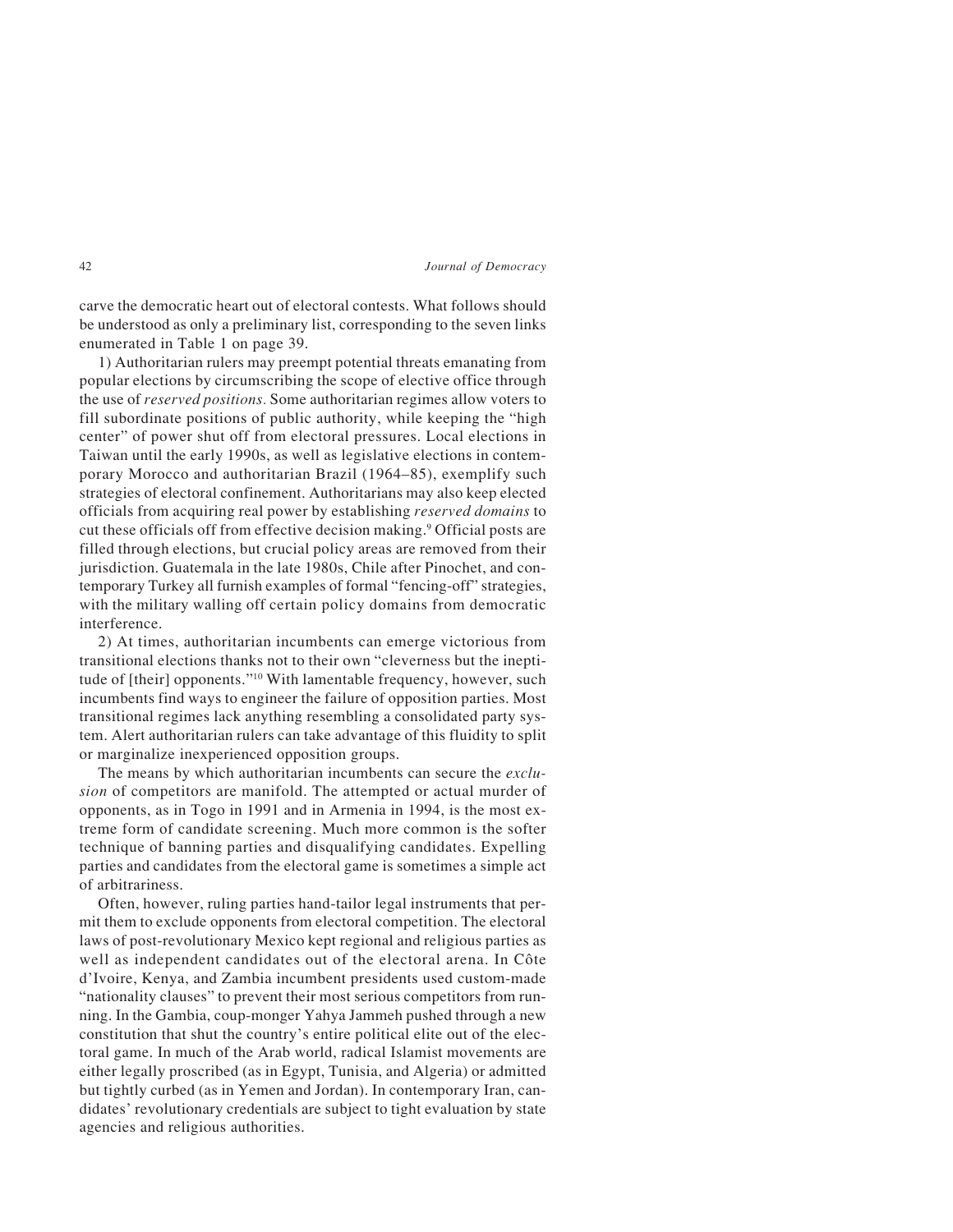carve the democratic heart out of electoral contests. What follows should be understood as only a preliminary list, corresponding to the seven links enumerated in Table 1 on page 39.

1) Authoritarian rulers may preempt potential threats emanating from popular elections by circumscribing the scope of elective office through the use of *reserved positions*. Some authoritarian regimes allow voters to fill subordinate positions of public authority, while keeping the "high center" of power shut off from electoral pressures. Local elections in Taiwan until the early 1990s, as well as legislative elections in contemporary Morocco and authoritarian Brazil (1964–85), exemplify such strategies of electoral confinement. Authoritarians may also keep elected officials from acquiring real power by establishing *reserved domains* to cut these officials off from effective decision making.[9] Official posts are filled through elections, but crucial policy areas are removed from their jurisdiction. Guatemala in the late 1980s, Chile after Pinochet, and contemporary Turkey all furnish examples of formal "fencing-off" strategies, with the military walling off certain policy domains from democratic interference.

2) At times, authoritarian incumbents can emerge victorious from transitional elections thanks not to their own "cleverness but the ineptitude of [their] opponents."[10] With lamentable frequency, however, such incumbents find ways to engineer the failure of opposition parties. Most transitional regimes lack anything resembling a consolidated party system. Alert authoritarian rulers can take advantage of this fluidity to split or marginalize inexperienced opposition groups.

The means by which authoritarian incumbents can secure the *exclusion* of competitors are manifold. The attempted or actual murder of opponents, as in Togo in 1991 and in Armenia in 1994, is the most extreme form of candidate screening. Much more common is the softer technique of banning parties and disqualifying candidates. Expelling parties and candidates from the electoral game is sometimes a simple act of arbitrariness.

Often, however, ruling parties hand-tailor legal instruments that permit them to exclude opponents from electoral competition. The electoral laws of post-revolutionary Mexico kept regional and religious parties as well as independent candidates out of the electoral arena. In Côte d'Ivoire, Kenya, and Zambia incumbent presidents used custom-made "nationality clauses" to prevent their most serious competitors from running. In the Gambia, coup-monger Yahya Jammeh pushed through a new constitution that shut the country's entire political elite out of the electoral game. In much of the Arab world, radical Islamist movements are either legally proscribed (as in Egypt, Tunisia, and Algeria) or admitted but tightly curbed (as in Yemen and Jordan). In contemporary Iran, candidates' revolutionary credentials are subject to tight evaluation by state agencies and religious authorities.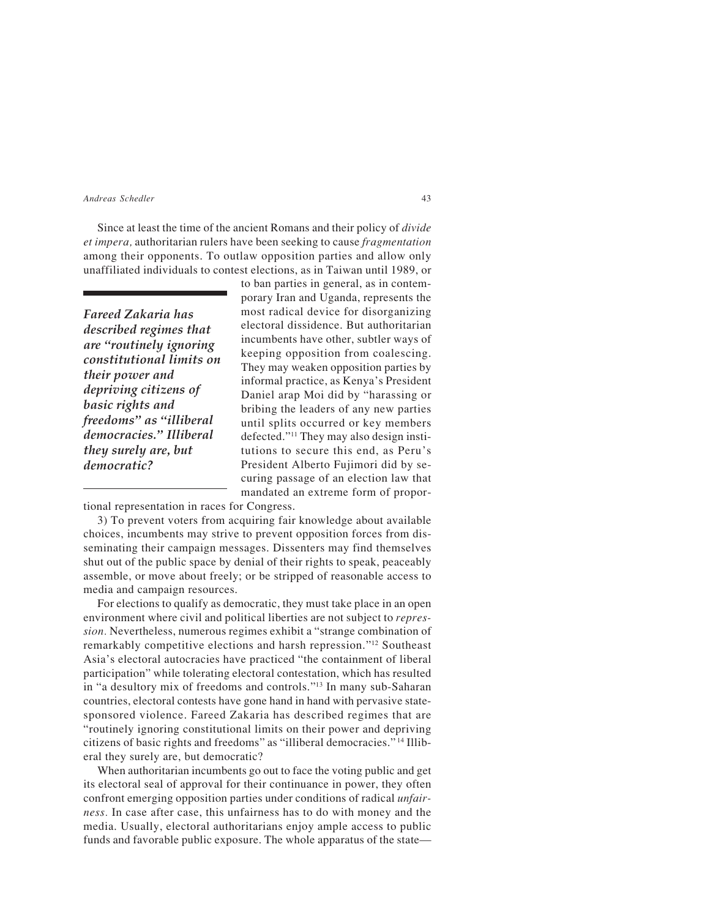Since at least the time of the ancient Romans and their policy of *divide et impera,* authoritarian rulers have been seeking to cause *fragmentation* among their opponents. To outlaw opposition parties and allow only unaffiliated individuals to contest elections, as in Taiwan until 1989, or to ban parties in general, as in contemporary Iran and Uganda, represents the most radical device for disorganizing electoral dissidence. But authoritarian incumbents have other, subtler ways of keeping opposition from coalescing. They may weaken opposition parties by informal practice, as Kenya's President Daniel arap Moi did by "harassing or bribing the leaders of any new parties until splits occurred or key members defected."[11] They may also design institutions to secure this end, as Peru's President Alberto Fujimori did by securing passage of an election law that mandated an extreme form of proportional representation in races for Congress.

***Fareed Zakaria has described regimes that are "routinely ignoring constitutional limits on their power and depriving citizens of basic rights and freedoms" as "illiberal democracies." Illiberal they surely are, but democratic?***

3) To prevent voters from acquiring fair knowledge about available choices, incumbents may strive to prevent opposition forces from disseminating their campaign messages. Dissenters may find themselves shut out of the public space by denial of their rights to speak, peaceably assemble, or move about freely; or be stripped of reasonable access to media and campaign resources.

For elections to qualify as democratic, they must take place in an open environment where civil and political liberties are not subject to *repression.* Nevertheless, numerous regimes exhibit a "strange combination of remarkably competitive elections and harsh repression."[12] Southeast Asia's electoral autocracies have practiced "the containment of liberal participation" while tolerating electoral contestation, which has resulted in "a desultory mix of freedoms and controls."[13] In many sub-Saharan countries, electoral contests have gone hand in hand with pervasive state-sponsored violence. Fareed Zakaria has described regimes that are "routinely ignoring constitutional limits on their power and depriving citizens of basic rights and freedoms" as "illiberal democracies."[14] Illiberal they surely are, but democratic?

When authoritarian incumbents go out to face the voting public and get its electoral seal of approval for their continuance in power, they often confront emerging opposition parties under conditions of radical *unfairness.* In case after case, this unfairness has to do with money and the media. Usually, electoral authoritarians enjoy ample access to public funds and favorable public exposure. The whole apparatus of the state—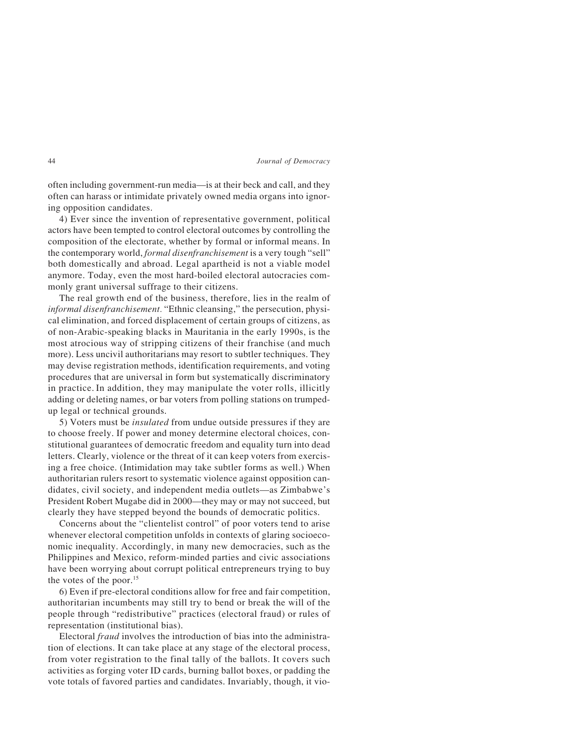often including government-run media—is at their beck and call, and they often can harass or intimidate privately owned media organs into ignoring opposition candidates.

4) Ever since the invention of representative government, political actors have been tempted to control electoral outcomes by controlling the composition of the electorate, whether by formal or informal means. In the contemporary world, *formal disenfranchisement* is a very tough "sell" both domestically and abroad. Legal apartheid is not a viable model anymore. Today, even the most hard-boiled electoral autocracies commonly grant universal suffrage to their citizens.

The real growth end of the business, therefore, lies in the realm of *informal disenfranchisement*. "Ethnic cleansing," the persecution, physical elimination, and forced displacement of certain groups of citizens, as of non-Arabic-speaking blacks in Mauritania in the early 1990s, is the most atrocious way of stripping citizens of their franchise (and much more). Less uncivil authoritarians may resort to subtler techniques. They may devise registration methods, identification requirements, and voting procedures that are universal in form but systematically discriminatory in practice. In addition, they may manipulate the voter rolls, illicitly adding or deleting names, or bar voters from polling stations on trumped-up legal or technical grounds.

5) Voters must be *insulated* from undue outside pressures if they are to choose freely. If power and money determine electoral choices, constitutional guarantees of democratic freedom and equality turn into dead letters. Clearly, violence or the threat of it can keep voters from exercising a free choice. (Intimidation may take subtler forms as well.) When authoritarian rulers resort to systematic violence against opposition candidates, civil society, and independent media outlets—as Zimbabwe's President Robert Mugabe did in 2000—they may or may not succeed, but clearly they have stepped beyond the bounds of democratic politics.

Concerns about the "clientelist control" of poor voters tend to arise whenever electoral competition unfolds in contexts of glaring socioeconomic inequality. Accordingly, in many new democracies, such as the Philippines and Mexico, reform-minded parties and civic associations have been worrying about corrupt political entrepreneurs trying to buy the votes of the poor.[15]

6) Even if pre-electoral conditions allow for free and fair competition, authoritarian incumbents may still try to bend or break the will of the people through "redistributive" practices (electoral fraud) or rules of representation (institutional bias).

Electoral *fraud* involves the introduction of bias into the administration of elections. It can take place at any stage of the electoral process, from voter registration to the final tally of the ballots. It covers such activities as forging voter ID cards, burning ballot boxes, or padding the vote totals of favored parties and candidates. Invariably, though, it vio-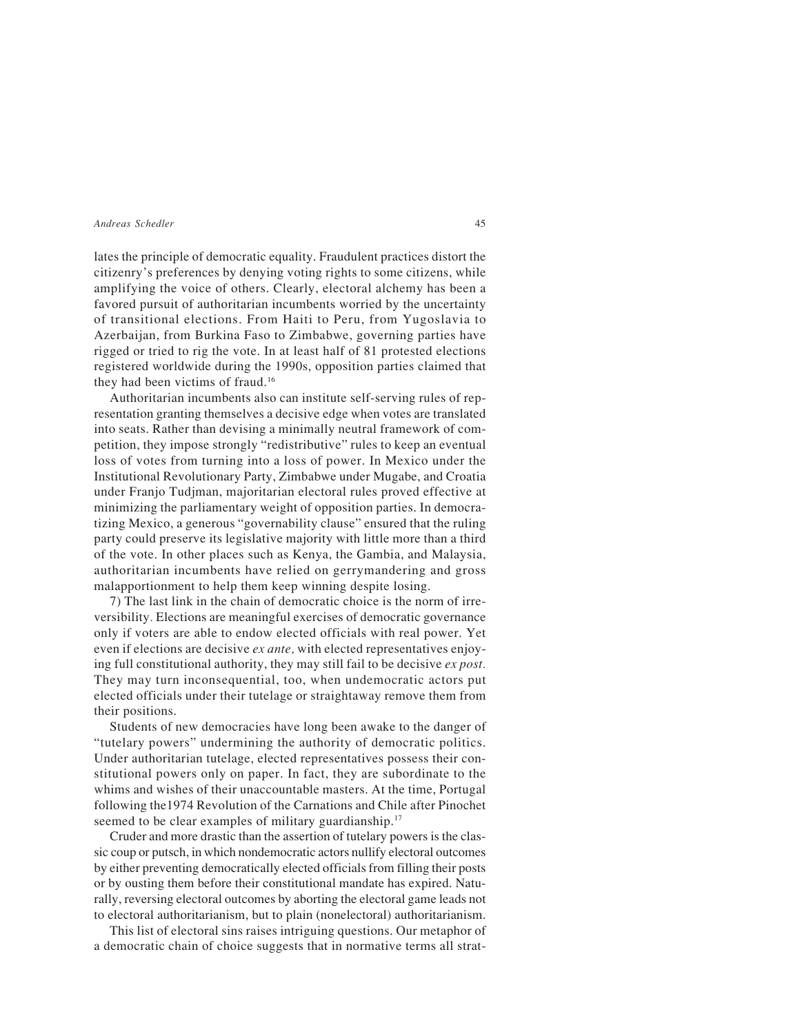lates the principle of democratic equality. Fraudulent practices distort the citizenry's preferences by denying voting rights to some citizens, while amplifying the voice of others. Clearly, electoral alchemy has been a favored pursuit of authoritarian incumbents worried by the uncertainty of transitional elections. From Haiti to Peru, from Yugoslavia to Azerbaijan, from Burkina Faso to Zimbabwe, governing parties have rigged or tried to rig the vote. In at least half of 81 protested elections registered worldwide during the 1990s, opposition parties claimed that they had been victims of fraud.[16]

Authoritarian incumbents also can institute self-serving rules of representation granting themselves a decisive edge when votes are translated into seats. Rather than devising a minimally neutral framework of competition, they impose strongly "redistributive" rules to keep an eventual loss of votes from turning into a loss of power. In Mexico under the Institutional Revolutionary Party, Zimbabwe under Mugabe, and Croatia under Franjo Tudjman, majoritarian electoral rules proved effective at minimizing the parliamentary weight of opposition parties. In democratizing Mexico, a generous "governability clause" ensured that the ruling party could preserve its legislative majority with little more than a third of the vote. In other places such as Kenya, the Gambia, and Malaysia, authoritarian incumbents have relied on gerrymandering and gross malapportionment to help them keep winning despite losing.

7) The last link in the chain of democratic choice is the norm of irreversibility. Elections are meaningful exercises of democratic governance only if voters are able to endow elected officials with real power. Yet even if elections are decisive *ex ante,* with elected representatives enjoying full constitutional authority, they may still fail to be decisive *ex post.* They may turn inconsequential, too, when undemocratic actors put elected officials under their tutelage or straightaway remove them from their positions.

Students of new democracies have long been awake to the danger of "tutelary powers" undermining the authority of democratic politics. Under authoritarian tutelage, elected representatives possess their constitutional powers only on paper. In fact, they are subordinate to the whims and wishes of their unaccountable masters. At the time, Portugal following the1974 Revolution of the Carnations and Chile after Pinochet seemed to be clear examples of military guardianship.[17]

Cruder and more drastic than the assertion of tutelary powers is the classic coup or putsch, in which nondemocratic actors nullify electoral outcomes by either preventing democratically elected officials from filling their posts or by ousting them before their constitutional mandate has expired. Naturally, reversing electoral outcomes by aborting the electoral game leads not to electoral authoritarianism, but to plain (nonelectoral) authoritarianism.

This list of electoral sins raises intriguing questions. Our metaphor of a democratic chain of choice suggests that in normative terms all strat-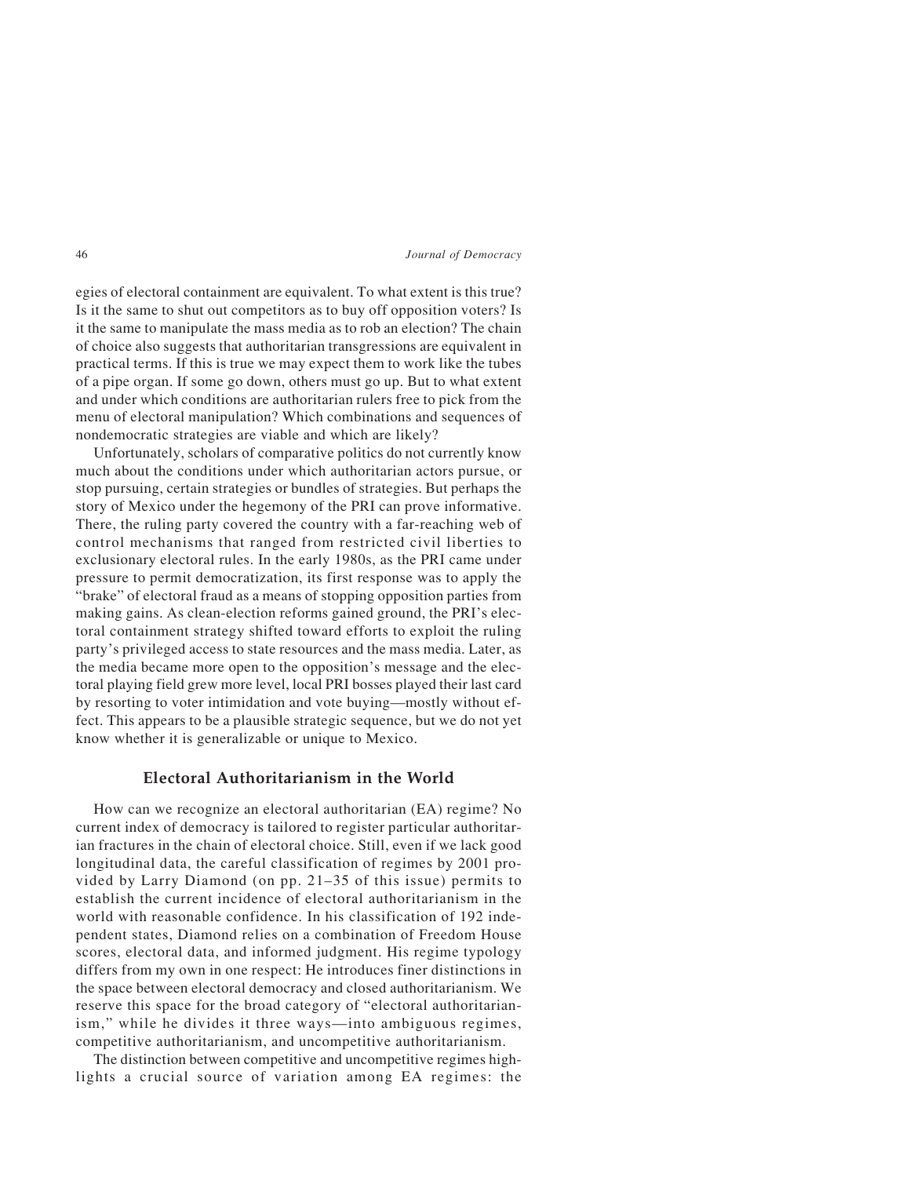egies of electoral containment are equivalent. To what extent is this true? Is it the same to shut out competitors as to buy off opposition voters? Is it the same to manipulate the mass media as to rob an election? The chain of choice also suggests that authoritarian transgressions are equivalent in practical terms. If this is true we may expect them to work like the tubes of a pipe organ. If some go down, others must go up. But to what extent and under which conditions are authoritarian rulers free to pick from the menu of electoral manipulation? Which combinations and sequences of nondemocratic strategies are viable and which are likely?

Unfortunately, scholars of comparative politics do not currently know much about the conditions under which authoritarian actors pursue, or stop pursuing, certain strategies or bundles of strategies. But perhaps the story of Mexico under the hegemony of the PRI can prove informative. There, the ruling party covered the country with a far-reaching web of control mechanisms that ranged from restricted civil liberties to exclusionary electoral rules. In the early 1980s, as the PRI came under pressure to permit democratization, its first response was to apply the "brake" of electoral fraud as a means of stopping opposition parties from making gains. As clean-election reforms gained ground, the PRI's electoral containment strategy shifted toward efforts to exploit the ruling party's privileged access to state resources and the mass media. Later, as the media became more open to the opposition's message and the electoral playing field grew more level, local PRI bosses played their last card by resorting to voter intimidation and vote buying—mostly without effect. This appears to be a plausible strategic sequence, but we do not yet know whether it is generalizable or unique to Mexico.

## Electoral Authoritarianism in the World

How can we recognize an electoral authoritarian (EA) regime? No current index of democracy is tailored to register particular authoritarian fractures in the chain of electoral choice. Still, even if we lack good longitudinal data, the careful classification of regimes by 2001 provided by Larry Diamond (on pp. 21–35 of this issue) permits to establish the current incidence of electoral authoritarianism in the world with reasonable confidence. In his classification of 192 independent states, Diamond relies on a combination of Freedom House scores, electoral data, and informed judgment. His regime typology differs from my own in one respect: He introduces finer distinctions in the space between electoral democracy and closed authoritarianism. We reserve this space for the broad category of "electoral authoritarianism," while he divides it three ways—into ambiguous regimes, competitive authoritarianism, and uncompetitive authoritarianism.

The distinction between competitive and uncompetitive regimes highlights a crucial source of variation among EA regimes: the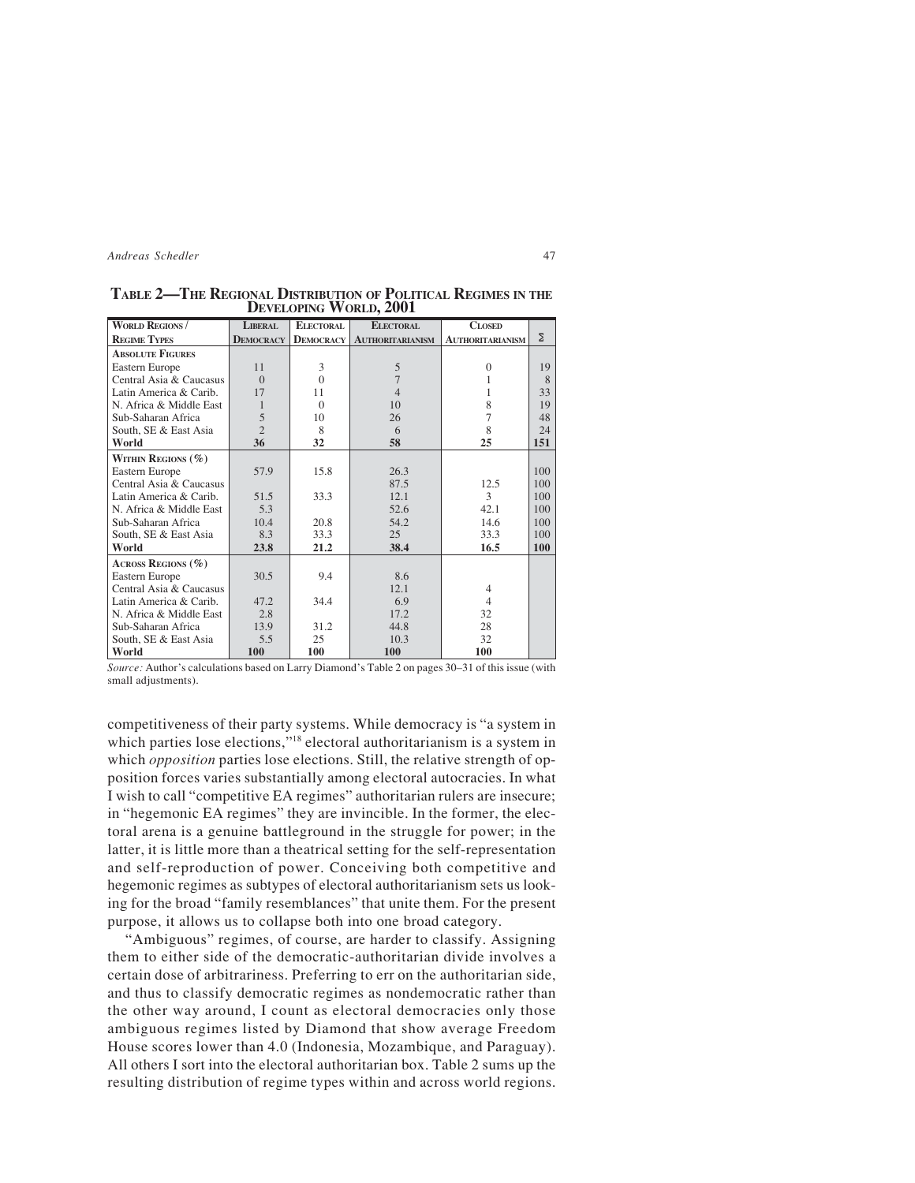**Table 2—The Regional Distribution of Political Regimes in the Developing World, 2001**

| World Regions / Regime Types | Liberal Democracy | Electoral Democracy | Electoral Authoritarianism | Closed Authoritarianism | Σ |
|---|---|---|---|---|---|
| **Absolute Figures** | | | | | |
| Eastern Europe | 11 | 3 | 5 | 0 | 19 |
| Central Asia & Caucasus | 0 | 0 | 7 | 1 | 8 |
| Latin America & Carib. | 17 | 11 | 4 | 1 | 33 |
| N. Africa & Middle East | 1 | 0 | 10 | 8 | 19 |
| Sub-Saharan Africa | 5 | 10 | 26 | 7 | 48 |
| South, SE & East Asia | 2 | 8 | 6 | 8 | 24 |
| **World** | **36** | **32** | **58** | **25** | **151** |
| **Within Regions (%)** | | | | | |
| Eastern Europe | 57.9 | 15.8 | 26.3 | | 100 |
| Central Asia & Caucasus | | | 87.5 | 12.5 | 100 |
| Latin America & Carib. | 51.5 | 33.3 | 12.1 | 3 | 100 |
| N. Africa & Middle East | 5.3 | | 52.6 | 42.1 | 100 |
| Sub-Saharan Africa | 10.4 | 20.8 | 54.2 | 14.6 | 100 |
| South, SE & East Asia | 8.3 | 33.3 | 25 | 33.3 | 100 |
| **World** | **23.8** | **21.2** | **38.4** | **16.5** | **100** |
| **Across Regions (%)** | | | | | |
| Eastern Europe | 30.5 | 9.4 | 8.6 | | |
| Central Asia & Caucasus | | | 12.1 | 4 | |
| Latin America & Carib. | 47.2 | 34.4 | 6.9 | 4 | |
| N. Africa & Middle East | 2.8 | | 17.2 | 32 | |
| Sub-Saharan Africa | 13.9 | 31.2 | 44.8 | 28 | |
| South, SE & East Asia | 5.5 | 25 | 10.3 | 32 | |
| **World** | **100** | **100** | **100** | **100** | |

*Source:* Author's calculations based on Larry Diamond's Table 2 on pages 30–31 of this issue (with small adjustments).

competitiveness of their party systems. While democracy is "a system in which parties lose elections,"[18] electoral authoritarianism is a system in which *opposition* parties lose elections. Still, the relative strength of opposition forces varies substantially among electoral autocracies. In what I wish to call "competitive EA regimes" authoritarian rulers are insecure; in "hegemonic EA regimes" they are invincible. In the former, the electoral arena is a genuine battleground in the struggle for power; in the latter, it is little more than a theatrical setting for the self-representation and self-reproduction of power. Conceiving both competitive and hegemonic regimes as subtypes of electoral authoritarianism sets us looking for the broad "family resemblances" that unite them. For the present purpose, it allows us to collapse both into one broad category.

"Ambiguous" regimes, of course, are harder to classify. Assigning them to either side of the democratic-authoritarian divide involves a certain dose of arbitrariness. Preferring to err on the authoritarian side, and thus to classify democratic regimes as nondemocratic rather than the other way around, I count as electoral democracies only those ambiguous regimes listed by Diamond that show average Freedom House scores lower than 4.0 (Indonesia, Mozambique, and Paraguay). All others I sort into the electoral authoritarian box. Table 2 sums up the resulting distribution of regime types within and across world regions.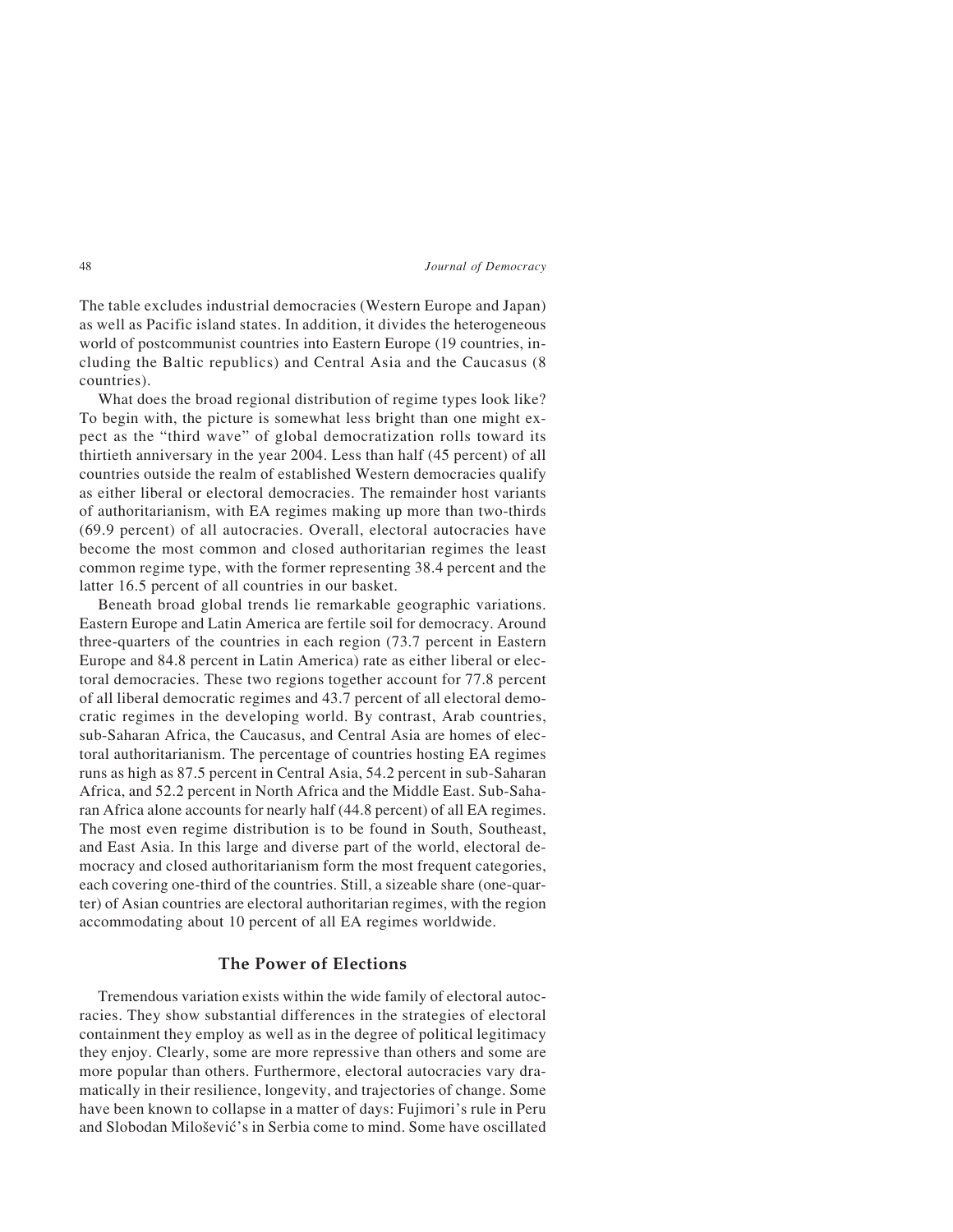The table excludes industrial democracies (Western Europe and Japan) as well as Pacific island states. In addition, it divides the heterogeneous world of postcommunist countries into Eastern Europe (19 countries, including the Baltic republics) and Central Asia and the Caucasus (8 countries).

What does the broad regional distribution of regime types look like? To begin with, the picture is somewhat less bright than one might expect as the "third wave" of global democratization rolls toward its thirtieth anniversary in the year 2004. Less than half (45 percent) of all countries outside the realm of established Western democracies qualify as either liberal or electoral democracies. The remainder host variants of authoritarianism, with EA regimes making up more than two-thirds (69.9 percent) of all autocracies. Overall, electoral autocracies have become the most common and closed authoritarian regimes the least common regime type, with the former representing 38.4 percent and the latter 16.5 percent of all countries in our basket.

Beneath broad global trends lie remarkable geographic variations. Eastern Europe and Latin America are fertile soil for democracy. Around three-quarters of the countries in each region (73.7 percent in Eastern Europe and 84.8 percent in Latin America) rate as either liberal or electoral democracies. These two regions together account for 77.8 percent of all liberal democratic regimes and 43.7 percent of all electoral democratic regimes in the developing world. By contrast, Arab countries, sub-Saharan Africa, the Caucasus, and Central Asia are homes of electoral authoritarianism. The percentage of countries hosting EA regimes runs as high as 87.5 percent in Central Asia, 54.2 percent in sub-Saharan Africa, and 52.2 percent in North Africa and the Middle East. Sub-Saharan Africa alone accounts for nearly half (44.8 percent) of all EA regimes. The most even regime distribution is to be found in South, Southeast, and East Asia. In this large and diverse part of the world, electoral democracy and closed authoritarianism form the most frequent categories, each covering one-third of the countries. Still, a sizeable share (one-quarter) of Asian countries are electoral authoritarian regimes, with the region accommodating about 10 percent of all EA regimes worldwide.

## The Power of Elections

Tremendous variation exists within the wide family of electoral autocracies. They show substantial differences in the strategies of electoral containment they employ as well as in the degree of political legitimacy they enjoy. Clearly, some are more repressive than others and some are more popular than others. Furthermore, electoral autocracies vary dramatically in their resilience, longevity, and trajectories of change. Some have been known to collapse in a matter of days: Fujimori's rule in Peru and Slobodan Milošević's in Serbia come to mind. Some have oscillated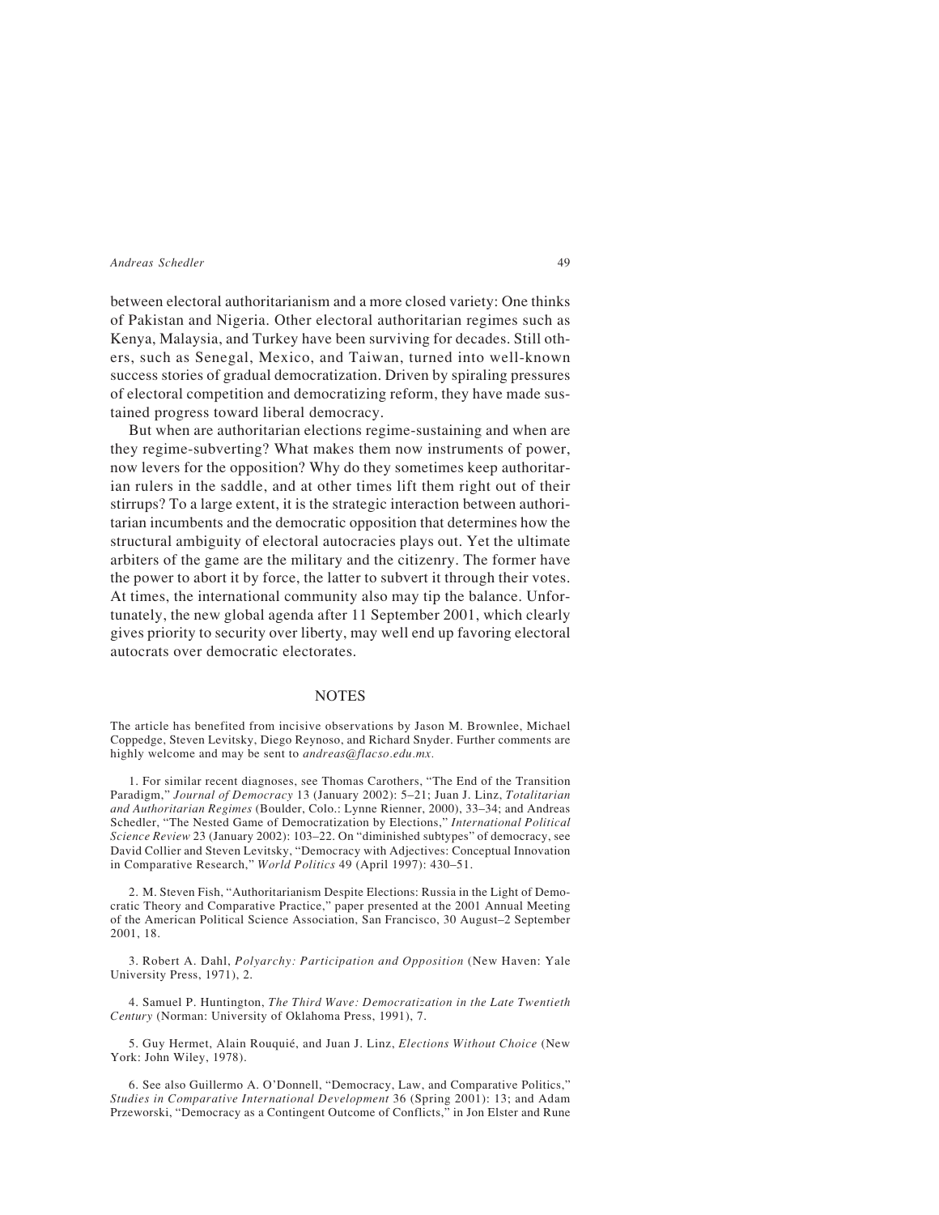between electoral authoritarianism and a more closed variety: One thinks of Pakistan and Nigeria. Other electoral authoritarian regimes such as Kenya, Malaysia, and Turkey have been surviving for decades. Still others, such as Senegal, Mexico, and Taiwan, turned into well-known success stories of gradual democratization. Driven by spiraling pressures of electoral competition and democratizing reform, they have made sustained progress toward liberal democracy.

But when are authoritarian elections regime-sustaining and when are they regime-subverting? What makes them now instruments of power, now levers for the opposition? Why do they sometimes keep authoritarian rulers in the saddle, and at other times lift them right out of their stirrups? To a large extent, it is the strategic interaction between authoritarian incumbents and the democratic opposition that determines how the structural ambiguity of electoral autocracies plays out. Yet the ultimate arbiters of the game are the military and the citizenry. The former have the power to abort it by force, the latter to subvert it through their votes. At times, the international community also may tip the balance. Unfortunately, the new global agenda after 11 September 2001, which clearly gives priority to security over liberty, may well end up favoring electoral autocrats over democratic electorates.

## NOTES

The article has benefited from incisive observations by Jason M. Brownlee, Michael Coppedge, Steven Levitsky, Diego Reynoso, and Richard Snyder. Further comments are highly welcome and may be sent to *andreas@flacso.edu.mx.*

1. For similar recent diagnoses, see Thomas Carothers, "The End of the Transition Paradigm," *Journal of Democracy* 13 (January 2002): 5–21; Juan J. Linz, *Totalitarian and Authoritarian Regimes* (Boulder, Colo.: Lynne Rienner, 2000), 33–34; and Andreas Schedler, "The Nested Game of Democratization by Elections," *International Political Science Review* 23 (January 2002): 103–22. On "diminished subtypes" of democracy, see David Collier and Steven Levitsky, "Democracy with Adjectives: Conceptual Innovation in Comparative Research," *World Politics* 49 (April 1997): 430–51.

2. M. Steven Fish, "Authoritarianism Despite Elections: Russia in the Light of Democratic Theory and Comparative Practice," paper presented at the 2001 Annual Meeting of the American Political Science Association, San Francisco, 30 August–2 September 2001, 18.

3. Robert A. Dahl, *Polyarchy: Participation and Opposition* (New Haven: Yale University Press, 1971), 2.

4. Samuel P. Huntington, *The Third Wave: Democratization in the Late Twentieth Century* (Norman: University of Oklahoma Press, 1991), 7.

5. Guy Hermet, Alain Rouquié, and Juan J. Linz, *Elections Without Choice* (New York: John Wiley, 1978).

6. See also Guillermo A. O'Donnell, "Democracy, Law, and Comparative Politics," *Studies in Comparative International Development* 36 (Spring 2001): 13; and Adam Przeworski, "Democracy as a Contingent Outcome of Conflicts," in Jon Elster and Rune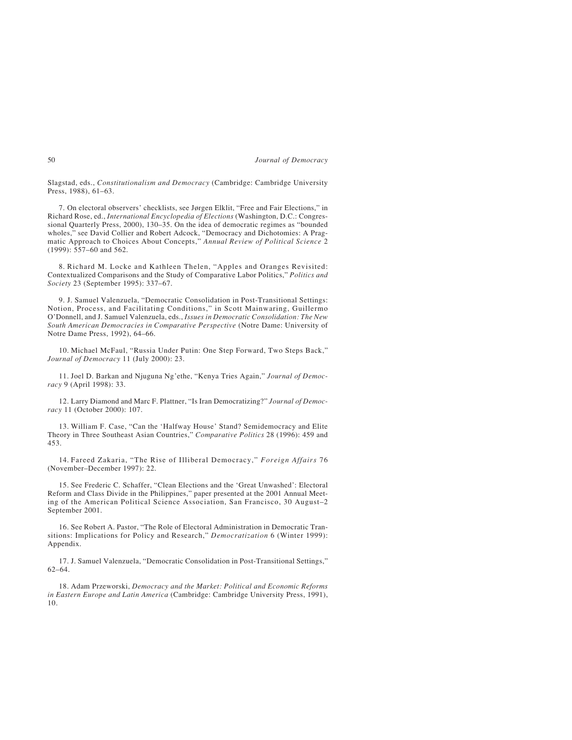Slagstad, eds., *Constitutionalism and Democracy* (Cambridge: Cambridge University Press, 1988), 61–63.

7. On electoral observers' checklists, see Jørgen Elklit, "Free and Fair Elections," in Richard Rose, ed., *International Encyclopedia of Elections* (Washington, D.C.: Congressional Quarterly Press, 2000), 130–35. On the idea of democratic regimes as "bounded wholes," see David Collier and Robert Adcock, "Democracy and Dichotomies: A Pragmatic Approach to Choices About Concepts," *Annual Review of Political Science* 2 (1999): 557–60 and 562.

8. Richard M. Locke and Kathleen Thelen, "Apples and Oranges Revisited: Contextualized Comparisons and the Study of Comparative Labor Politics," *Politics and Society* 23 (September 1995): 337–67.

9. J. Samuel Valenzuela, "Democratic Consolidation in Post-Transitional Settings: Notion, Process, and Facilitating Conditions," in Scott Mainwaring, Guillermo O'Donnell, and J. Samuel Valenzuela, eds., *Issues in Democratic Consolidation: The New South American Democracies in Comparative Perspective* (Notre Dame: University of Notre Dame Press, 1992), 64–66.

10. Michael McFaul, "Russia Under Putin: One Step Forward, Two Steps Back," *Journal of Democracy* 11 (July 2000): 23.

11. Joel D. Barkan and Njuguna Ng'ethe, "Kenya Tries Again," *Journal of Democracy* 9 (April 1998): 33.

12. Larry Diamond and Marc F. Plattner, "Is Iran Democratizing?" *Journal of Democracy* 11 (October 2000): 107.

13. William F. Case, "Can the 'Halfway House' Stand? Semidemocracy and Elite Theory in Three Southeast Asian Countries," *Comparative Politics* 28 (1996): 459 and 453.

14. Fareed Zakaria, "The Rise of Illiberal Democracy," *Foreign Affairs* 76 (November–December 1997): 22.

15. See Frederic C. Schaffer, "Clean Elections and the 'Great Unwashed': Electoral Reform and Class Divide in the Philippines," paper presented at the 2001 Annual Meeting of the American Political Science Association, San Francisco, 30 August–2 September 2001.

16. See Robert A. Pastor, "The Role of Electoral Administration in Democratic Transitions: Implications for Policy and Research," *Democratization* 6 (Winter 1999): Appendix.

17. J. Samuel Valenzuela, "Democratic Consolidation in Post-Transitional Settings," 62–64.

18. Adam Przeworski, *Democracy and the Market: Political and Economic Reforms in Eastern Europe and Latin America* (Cambridge: Cambridge University Press, 1991), 10.